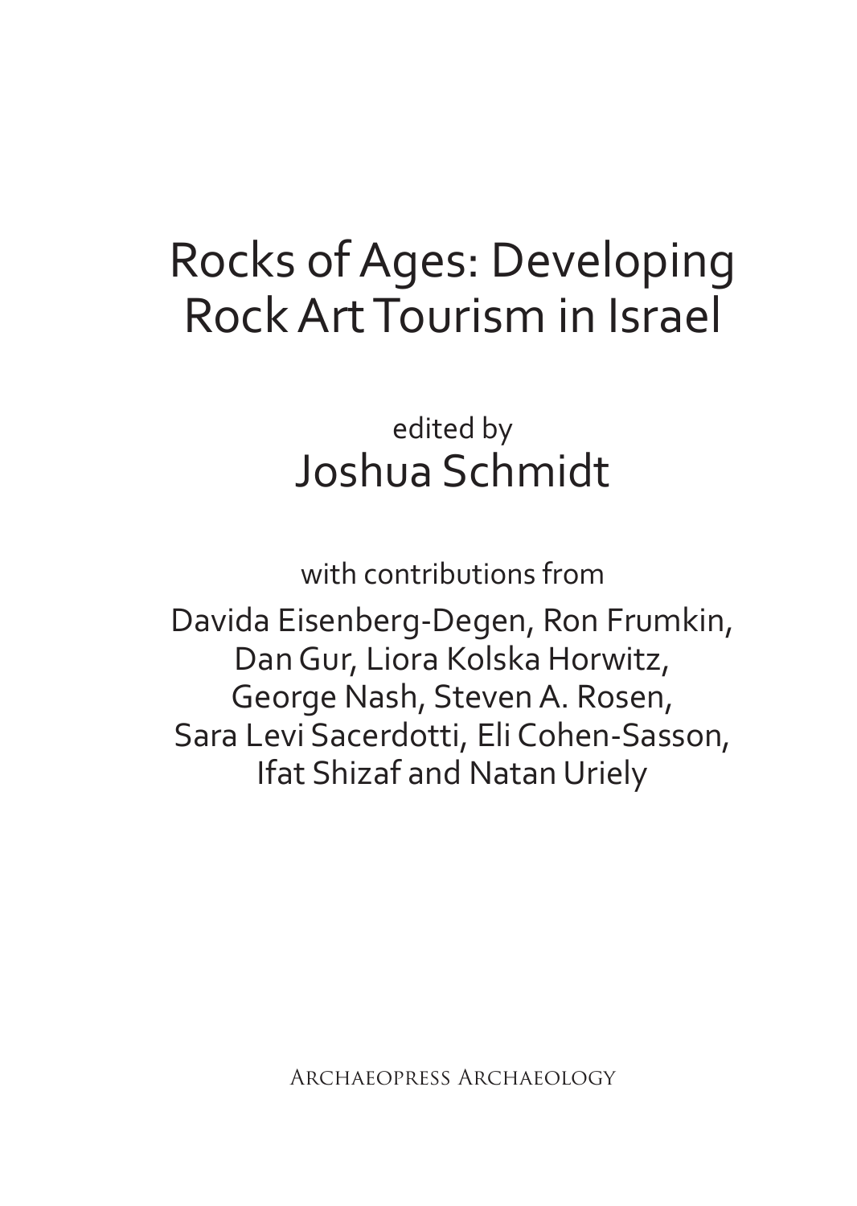# Rocks of Ages: Developing Rock Art Tourism in Israel

edited by

## Joshua Schmidt

with contributions from

Davida Eisenberg-Degen, Ron Frumkin, Dan Gur, Liora Kolska Horwitz, George Nash, Steven A. Rosen, Sara Levi Sacerdotti, Eli Cohen-Sasson, Ifat Shizaf and Natan Uriely

Archaeopress Archaeology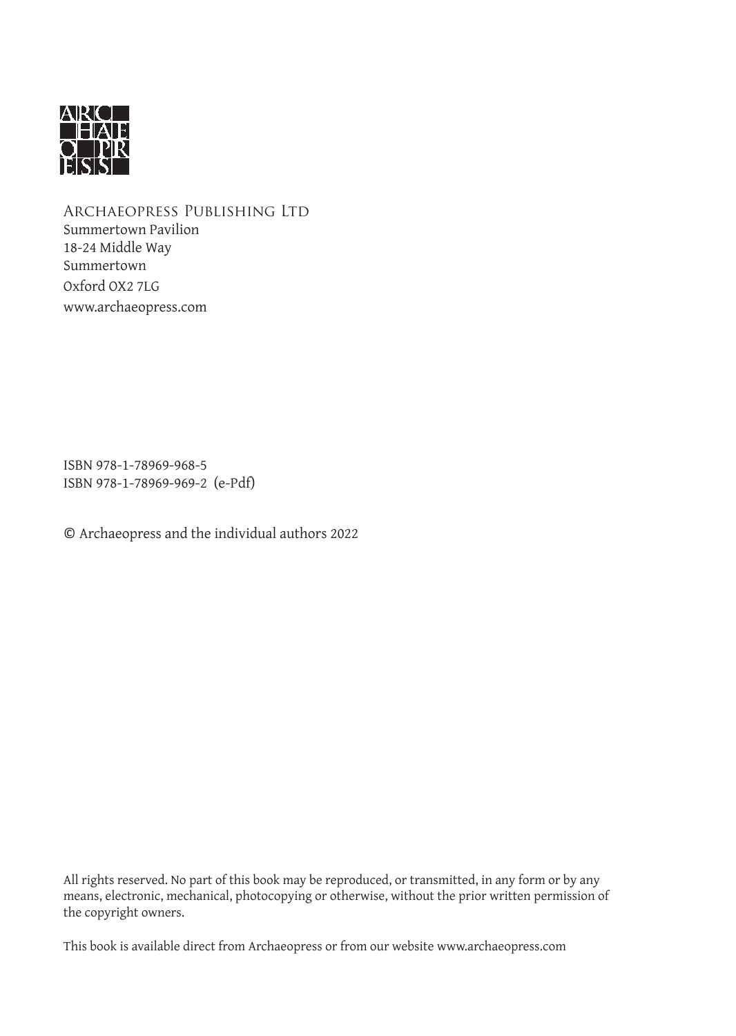Archaeopress Publishing Ltd
Summertown Pavilion
18-24 Middle Way
Summertown
Oxford OX2 7LG
www.archaeopress.com

ISBN 978-1-78969-968-5
ISBN 978-1-78969-969-2 (e-Pdf)

© Archaeopress and the individual authors 2022

All rights reserved. No part of this book may be reproduced, or transmitted, in any form or by any means, electronic, mechanical, photocopying or otherwise, without the prior written permission of the copyright owners.

This book is available direct from Archaeopress or from our website www.archaeopress.com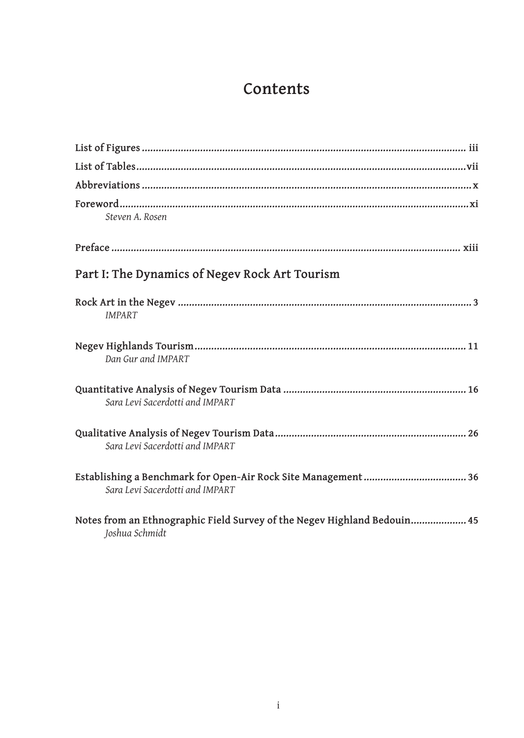# Contents

**List of Figures** ........................................................ iii

**List of Tables** ........................................................ vii

**Abbreviations** ........................................................ x

**Foreword** ........................................................ xi
*Steven A. Rosen*

**Preface** ........................................................ xiii

## Part I: The Dynamics of Negev Rock Art Tourism

**Rock Art in the Negev** ........................................................ 3
*IMPART*

**Negev Highlands Tourism** ........................................................ 11
*Dan Gur and IMPART*

**Quantitative Analysis of Negev Tourism Data** ........................................................ 16
*Sara Levi Sacerdotti and IMPART*

**Qualitative Analysis of Negev Tourism Data** ........................................................ 26
*Sara Levi Sacerdotti and IMPART*

**Establishing a Benchmark for Open-Air Rock Site Management** ........................................................ 36
*Sara Levi Sacerdotti and IMPART*

**Notes from an Ethnographic Field Survey of the Negev Highland Bedouin** ........................................................ 45
*Joshua Schmidt*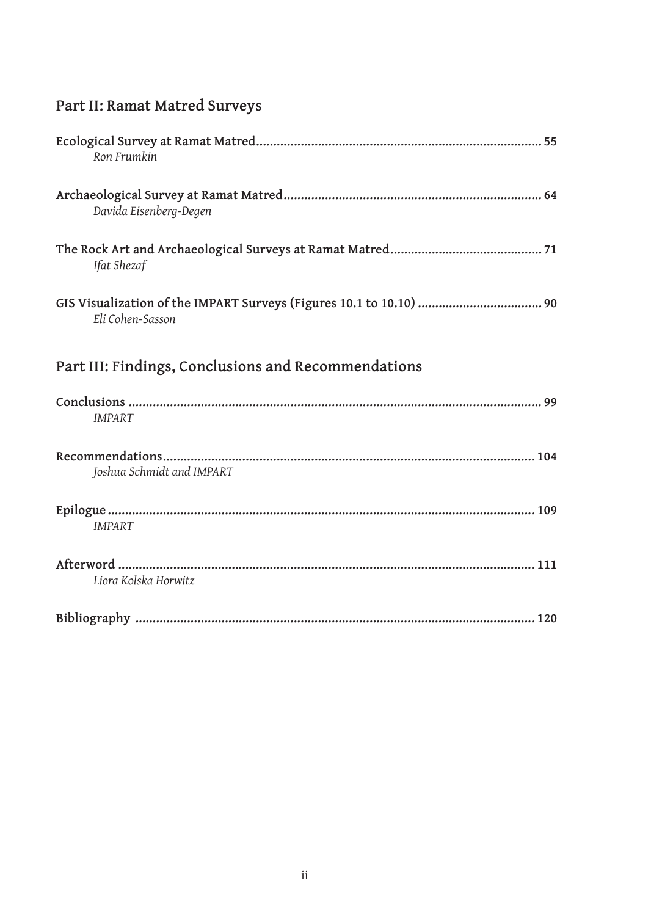## Part II: Ramat Matred Surveys

**Ecological Survey at Ramat Matred** .................................................................................. **55**
*Ron Frumkin*

**Archaeological Survey at Ramat Matred** ......................................................................... **64**
*Davida Eisenberg-Degen*

**The Rock Art and Archaeological Surveys at Ramat Matred** ........................................... **71**
*Ifat Shezaf*

**GIS Visualization of the IMPART Surveys (Figures 10.1 to 10.10)** .................................... **90**
*Eli Cohen-Sasson*

## Part III: Findings, Conclusions and Recommendations

**Conclusions** ..................................................................................................................... **99**
*IMPART*

**Recommendations** .......................................................................................................... **104**
*Joshua Schmidt and IMPART*

**Epilogue** ......................................................................................................................... **109**
*IMPART*

**Afterword** ....................................................................................................................... **111**
*Liora Kolska Horwitz*

**Bibliography** .................................................................................................................. **120**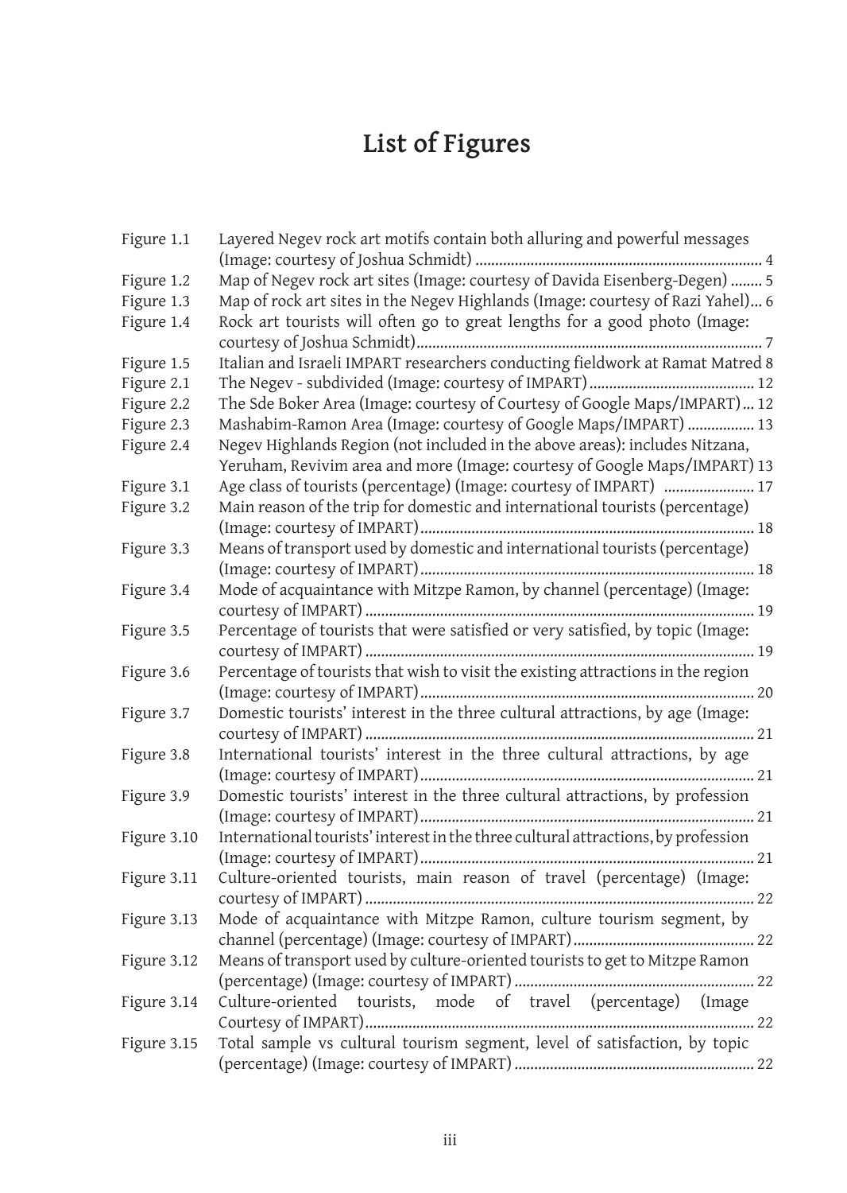# List of Figures

| | | |
|---|---|---|
| Figure 1.1 | Layered Negev rock art motifs contain both alluring and powerful messages (Image: courtesy of Joshua Schmidt) | 4 |
| Figure 1.2 | Map of Negev rock art sites (Image: courtesy of Davida Eisenberg-Degen) | 5 |
| Figure 1.3 | Map of rock art sites in the Negev Highlands (Image: courtesy of Razi Yahel) | 6 |
| Figure 1.4 | Rock art tourists will often go to great lengths for a good photo (Image: courtesy of Joshua Schmidt) | 7 |
| Figure 1.5 | Italian and Israeli IMPART researchers conducting fieldwork at Ramat Matred | 8 |
| Figure 2.1 | The Negev - subdivided (Image: courtesy of IMPART) | 12 |
| Figure 2.2 | The Sde Boker Area (Image: courtesy of Courtesy of Google Maps/IMPART) | 12 |
| Figure 2.3 | Mashabim-Ramon Area (Image: courtesy of Google Maps/IMPART) | 13 |
| Figure 2.4 | Negev Highlands Region (not included in the above areas): includes Nitzana, Yeruham, Revivim area and more (Image: courtesy of Google Maps/IMPART) | 13 |
| Figure 3.1 | Age class of tourists (percentage) (Image: courtesy of IMPART) | 17 |
| Figure 3.2 | Main reason of the trip for domestic and international tourists (percentage) (Image: courtesy of IMPART) | 18 |
| Figure 3.3 | Means of transport used by domestic and international tourists (percentage) (Image: courtesy of IMPART) | 18 |
| Figure 3.4 | Mode of acquaintance with Mitzpe Ramon, by channel (percentage) (Image: courtesy of IMPART) | 19 |
| Figure 3.5 | Percentage of tourists that were satisfied or very satisfied, by topic (Image: courtesy of IMPART) | 19 |
| Figure 3.6 | Percentage of tourists that wish to visit the existing attractions in the region (Image: courtesy of IMPART) | 20 |
| Figure 3.7 | Domestic tourists' interest in the three cultural attractions, by age (Image: courtesy of IMPART) | 21 |
| Figure 3.8 | International tourists' interest in the three cultural attractions, by age (Image: courtesy of IMPART) | 21 |
| Figure 3.9 | Domestic tourists' interest in the three cultural attractions, by profession (Image: courtesy of IMPART) | 21 |
| Figure 3.10 | International tourists' interest in the three cultural attractions, by profession (Image: courtesy of IMPART) | 21 |
| Figure 3.11 | Culture-oriented tourists, main reason of travel (percentage) (Image: courtesy of IMPART) | 22 |
| Figure 3.13 | Mode of acquaintance with Mitzpe Ramon, culture tourism segment, by channel (percentage) (Image: courtesy of IMPART) | 22 |
| Figure 3.12 | Means of transport used by culture-oriented tourists to get to Mitzpe Ramon (percentage) (Image: courtesy of IMPART) | 22 |
| Figure 3.14 | Culture-oriented tourists, mode of travel (percentage) (Image Courtesy of IMPART) | 22 |
| Figure 3.15 | Total sample vs cultural tourism segment, level of satisfaction, by topic (percentage) (Image: courtesy of IMPART) | 22 |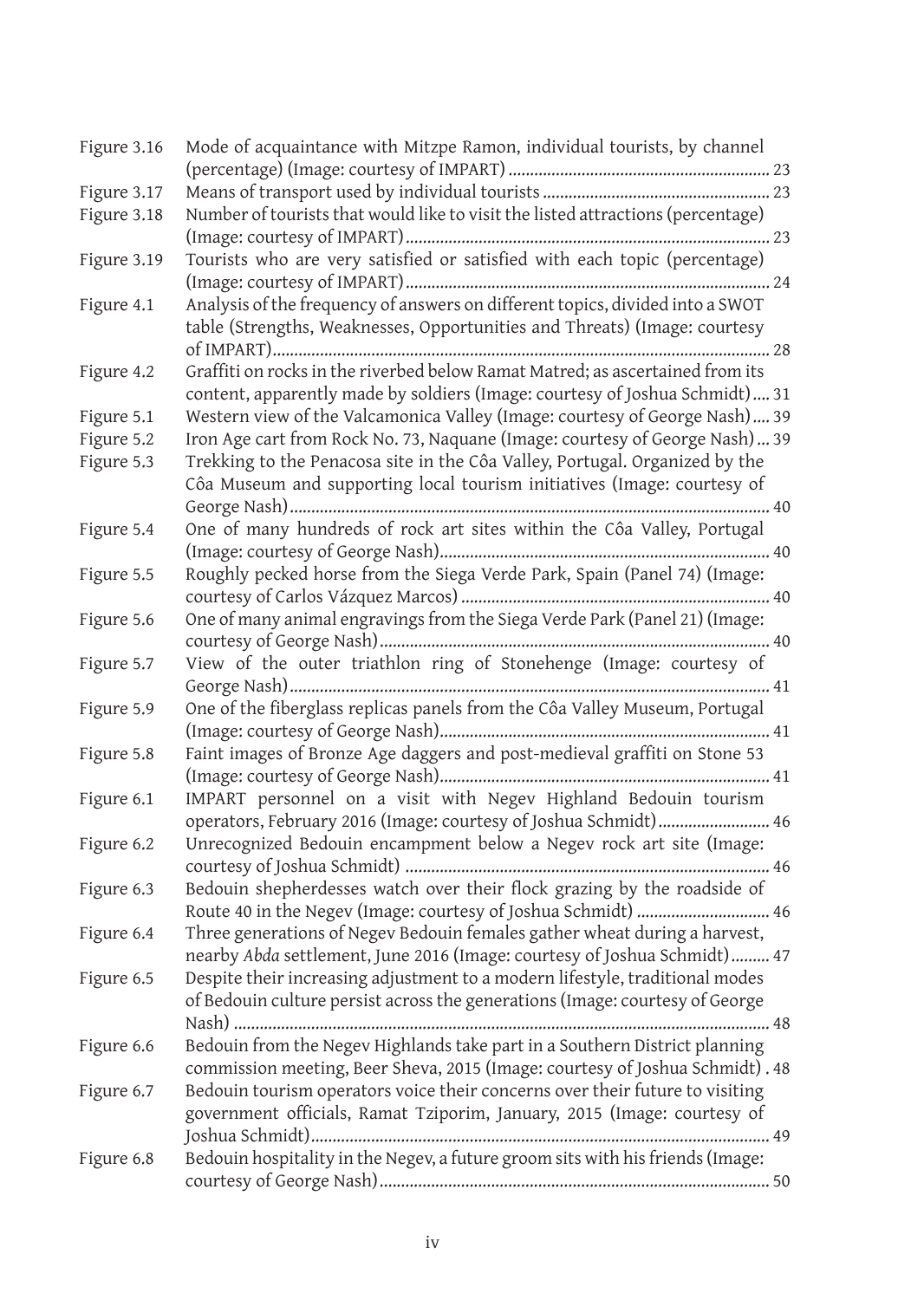| | | |
|---|---|---|
| Figure 3.16 | Mode of acquaintance with Mitzpe Ramon, individual tourists, by channel (percentage) (Image: courtesy of IMPART) | 23 |
| Figure 3.17 | Means of transport used by individual tourists | 23 |
| Figure 3.18 | Number of tourists that would like to visit the listed attractions (percentage) (Image: courtesy of IMPART) | 23 |
| Figure 3.19 | Tourists who are very satisfied or satisfied with each topic (percentage) (Image: courtesy of IMPART) | 24 |
| Figure 4.1 | Analysis of the frequency of answers on different topics, divided into a SWOT table (Strengths, Weaknesses, Opportunities and Threats) (Image: courtesy of IMPART) | 28 |
| Figure 4.2 | Graffiti on rocks in the riverbed below Ramat Matred; as ascertained from its content, apparently made by soldiers (Image: courtesy of Joshua Schmidt) | 31 |
| Figure 5.1 | Western view of the Valcamonica Valley (Image: courtesy of George Nash) | 39 |
| Figure 5.2 | Iron Age cart from Rock No. 73, Naquane (Image: courtesy of George Nash) | 39 |
| Figure 5.3 | Trekking to the Penacosa site in the Côa Valley, Portugal. Organized by the Côa Museum and supporting local tourism initiatives (Image: courtesy of George Nash) | 40 |
| Figure 5.4 | One of many hundreds of rock art sites within the Côa Valley, Portugal (Image: courtesy of George Nash) | 40 |
| Figure 5.5 | Roughly pecked horse from the Siega Verde Park, Spain (Panel 74) (Image: courtesy of Carlos Vázquez Marcos) | 40 |
| Figure 5.6 | One of many animal engravings from the Siega Verde Park (Panel 21) (Image: courtesy of George Nash) | 40 |
| Figure 5.7 | View of the outer triathlon ring of Stonehenge (Image: courtesy of George Nash) | 41 |
| Figure 5.9 | One of the fiberglass replicas panels from the Côa Valley Museum, Portugal (Image: courtesy of George Nash) | 41 |
| Figure 5.8 | Faint images of Bronze Age daggers and post-medieval graffiti on Stone 53 (Image: courtesy of George Nash) | 41 |
| Figure 6.1 | IMPART personnel on a visit with Negev Highland Bedouin tourism operators, February 2016 (Image: courtesy of Joshua Schmidt) | 46 |
| Figure 6.2 | Unrecognized Bedouin encampment below a Negev rock art site (Image: courtesy of Joshua Schmidt) | 46 |
| Figure 6.3 | Bedouin shepherdesses watch over their flock grazing by the roadside of Route 40 in the Negev (Image: courtesy of Joshua Schmidt) | 46 |
| Figure 6.4 | Three generations of Negev Bedouin females gather wheat during a harvest, nearby *Abda* settlement, June 2016 (Image: courtesy of Joshua Schmidt) | 47 |
| Figure 6.5 | Despite their increasing adjustment to a modern lifestyle, traditional modes of Bedouin culture persist across the generations (Image: courtesy of George Nash) | 48 |
| Figure 6.6 | Bedouin from the Negev Highlands take part in a Southern District planning commission meeting, Beer Sheva, 2015 (Image: courtesy of Joshua Schmidt) | 48 |
| Figure 6.7 | Bedouin tourism operators voice their concerns over their future to visiting government officials, Ramat Tziporim, January, 2015 (Image: courtesy of Joshua Schmidt) | 49 |
| Figure 6.8 | Bedouin hospitality in the Negev, a future groom sits with his friends (Image: courtesy of George Nash) | 50 |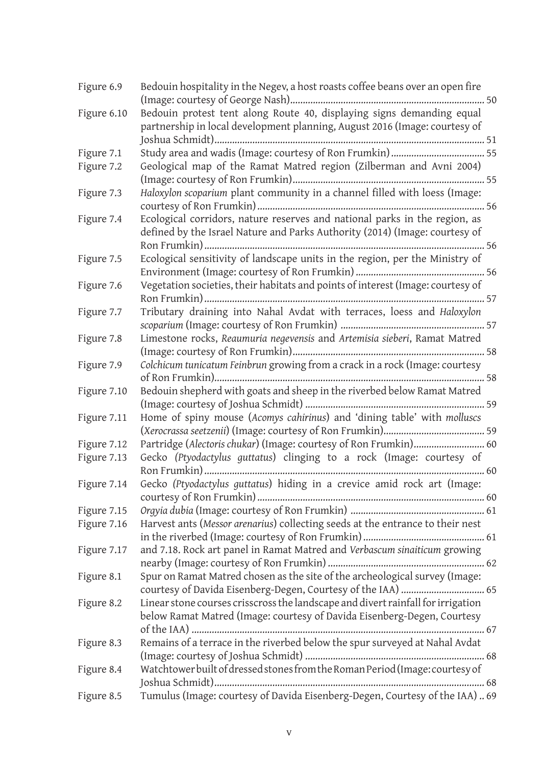| | | |
|---|---|---|
| Figure 6.9 | Bedouin hospitality in the Negev, a host roasts coffee beans over an open fire (Image: courtesy of George Nash) | 50 |
| Figure 6.10 | Bedouin protest tent along Route 40, displaying signs demanding equal partnership in local development planning, August 2016 (Image: courtesy of Joshua Schmidt) | 51 |
| Figure 7.1 | Study area and wadis (Image: courtesy of Ron Frumkin) | 55 |
| Figure 7.2 | Geological map of the Ramat Matred region (Zilberman and Avni 2004) (Image: courtesy of Ron Frumkin) | 55 |
| Figure 7.3 | *Haloxylon scoparium* plant community in a channel filled with loess (Image: courtesy of Ron Frumkin) | 56 |
| Figure 7.4 | Ecological corridors, nature reserves and national parks in the region, as defined by the Israel Nature and Parks Authority (2014) (Image: courtesy of Ron Frumkin) | 56 |
| Figure 7.5 | Ecological sensitivity of landscape units in the region, per the Ministry of Environment (Image: courtesy of Ron Frumkin) | 56 |
| Figure 7.6 | Vegetation societies, their habitats and points of interest (Image: courtesy of Ron Frumkin) | 57 |
| Figure 7.7 | Tributary draining into Nahal Avdat with terraces, loess and *Haloxylon scoparium* (Image: courtesy of Ron Frumkin) | 57 |
| Figure 7.8 | Limestone rocks, *Reaumuria negevensis* and *Artemisia sieberi*, Ramat Matred (Image: courtesy of Ron Frumkin) | 58 |
| Figure 7.9 | *Colchicum tunicatum Feinbrun* growing from a crack in a rock (Image: courtesy of Ron Frumkin) | 58 |
| Figure 7.10 | Bedouin shepherd with goats and sheep in the riverbed below Ramat Matred (Image: courtesy of Joshua Schmidt) | 59 |
| Figure 7.11 | Home of spiny mouse (*Acomys cahirinus*) and 'dining table' with *molluscs* (*Xerocrassa seetzenii*) (Image: courtesy of Ron Frumkin) | 59 |
| Figure 7.12 | Partridge (*Alectoris chukar*) (Image: courtesy of Ron Frumkin) | 60 |
| Figure 7.13 | Gecko *(Ptyodactylus guttatus*) clinging to a rock (Image: courtesy of Ron Frumkin) | 60 |
| Figure 7.14 | Gecko *(Ptyodactylus guttatus*) hiding in a crevice amid rock art (Image: courtesy of Ron Frumkin) | 60 |
| Figure 7.15 | *Orgyia dubia* (Image: courtesy of Ron Frumkin) | 61 |
| Figure 7.16 | Harvest ants (*Messor arenarius*) collecting seeds at the entrance to their nest in the riverbed (Image: courtesy of Ron Frumkin) | 61 |
| Figure 7.17 | and 7.18. Rock art panel in Ramat Matred and *Verbascum sinaiticum* growing nearby (Image: courtesy of Ron Frumkin) | 62 |
| Figure 8.1 | Spur on Ramat Matred chosen as the site of the archeological survey (Image: courtesy of Davida Eisenberg-Degen, Courtesy of the IAA) | 65 |
| Figure 8.2 | Linear stone courses crisscross the landscape and divert rainfall for irrigation below Ramat Matred (Image: courtesy of Davida Eisenberg-Degen, Courtesy of the IAA) | 67 |
| Figure 8.3 | Remains of a terrace in the riverbed below the spur surveyed at Nahal Avdat (Image: courtesy of Joshua Schmidt) | 68 |
| Figure 8.4 | Watchtower built of dressed stones from the Roman Period (Image: courtesy of Joshua Schmidt) | 68 |
| Figure 8.5 | Tumulus (Image: courtesy of Davida Eisenberg-Degen, Courtesy of the IAA) | 69 |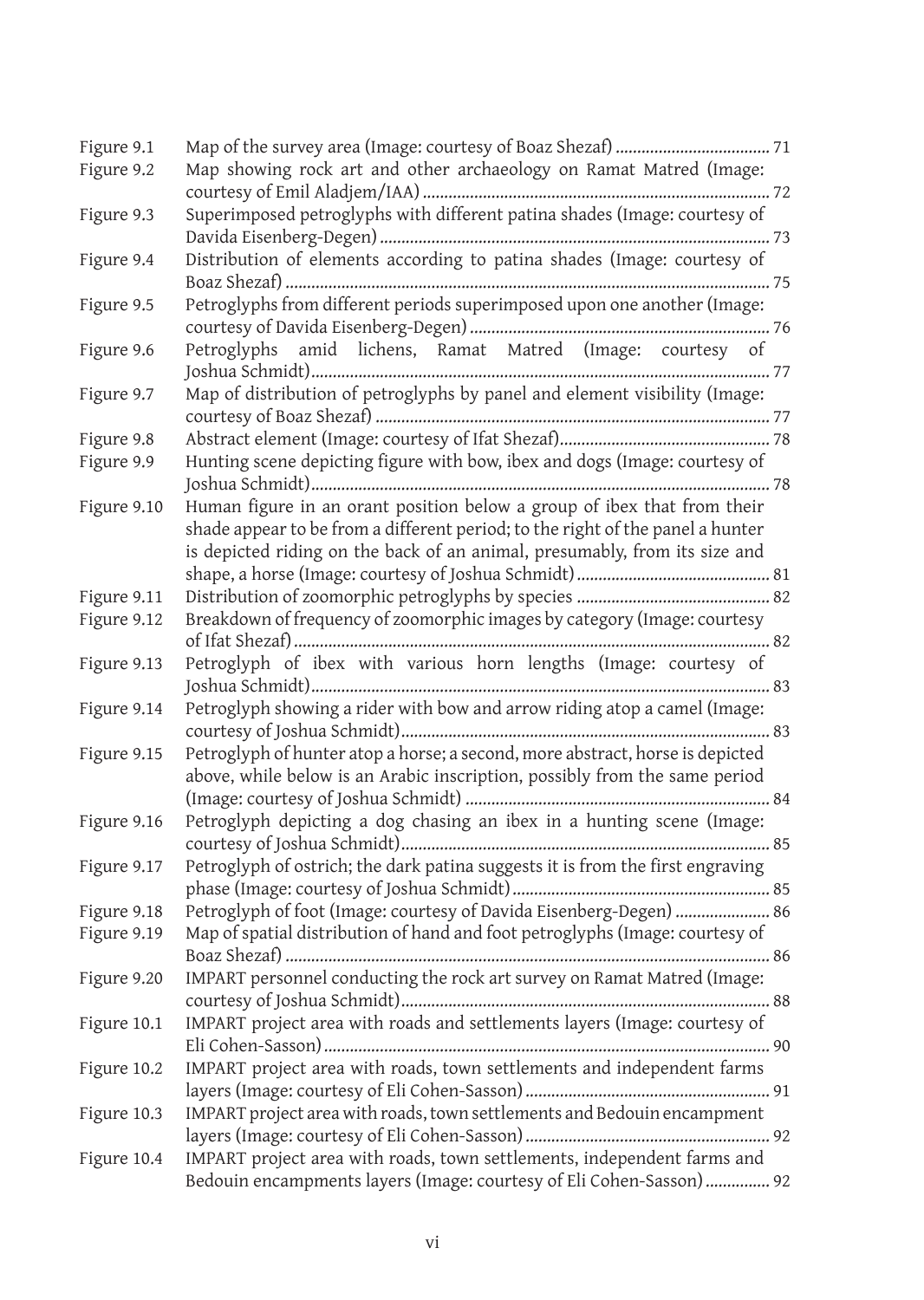Figure 9.1 Map of the survey area (Image: courtesy of Boaz Shezaf) .................................... 71

Figure 9.2 Map showing rock art and other archaeology on Ramat Matred (Image: courtesy of Emil Aladjem/IAA) ................................................................................. 72

Figure 9.3 Superimposed petroglyphs with different patina shades (Image: courtesy of Davida Eisenberg-Degen) ........................................................................... 73

Figure 9.4 Distribution of elements according to patina shades (Image: courtesy of Boaz Shezaf) ................................................................................................. 75

Figure 9.5 Petroglyphs from different periods superimposed upon one another (Image: courtesy of Davida Eisenberg-Degen) ...................................................................... 76

Figure 9.6 Petroglyphs amid lichens, Ramat Matred (Image: courtesy of Joshua Schmidt)........................................................................................................... 77

Figure 9.7 Map of distribution of petroglyphs by panel and element visibility (Image: courtesy of Boaz Shezaf) ............................................................................................ 77

Figure 9.8 Abstract element (Image: courtesy of Ifat Shezaf)................................................. 78

Figure 9.9 Hunting scene depicting figure with bow, ibex and dogs (Image: courtesy of Joshua Schmidt)........................................................................................................... 78

Figure 9.10 Human figure in an orant position below a group of ibex that from their shade appear to be from a different period; to the right of the panel a hunter is depicted riding on the back of an animal, presumably, from its size and shape, a horse (Image: courtesy of Joshua Schmidt) ............................................. 81

Figure 9.11 Distribution of zoomorphic petroglyphs by species ............................................. 82

Figure 9.12 Breakdown of frequency of zoomorphic images by category (Image: courtesy of Ifat Shezaf) ............................................................................................................. 82

Figure 9.13 Petroglyph of ibex with various horn lengths (Image: courtesy of Joshua Schmidt)........................................................................................................... 83

Figure 9.14 Petroglyph showing a rider with bow and arrow riding atop a camel (Image: courtesy of Joshua Schmidt)...................................................................................... 83

Figure 9.15 Petroglyph of hunter atop a horse; a second, more abstract, horse is depicted above, while below is an Arabic inscription, possibly from the same period (Image: courtesy of Joshua Schmidt) ....................................................................... 84

Figure 9.16 Petroglyph depicting a dog chasing an ibex in a hunting scene (Image: courtesy of Joshua Schmidt)...................................................................................... 85

Figure 9.17 Petroglyph of ostrich; the dark patina suggests it is from the first engraving phase (Image: courtesy of Joshua Schmidt)............................................................ 85

Figure 9.18 Petroglyph of foot (Image: courtesy of Davida Eisenberg-Degen) ...................... 86

Figure 9.19 Map of spatial distribution of hand and foot petroglyphs (Image: courtesy of Boaz Shezaf) ................................................................................................. 86

Figure 9.20 IMPART personnel conducting the rock art survey on Ramat Matred (Image: courtesy of Joshua Schmidt)...................................................................................... 88

Figure 10.1 IMPART project area with roads and settlements layers (Image: courtesy of Eli Cohen-Sasson)....................................................................................................... 90

Figure 10.2 IMPART project area with roads, town settlements and independent farms layers (Image: courtesy of Eli Cohen-Sasson)......................................................... 91

Figure 10.3 IMPART project area with roads, town settlements and Bedouin encampment layers (Image: courtesy of Eli Cohen-Sasson)......................................................... 92

Figure 10.4 IMPART project area with roads, town settlements, independent farms and Bedouin encampments layers (Image: courtesy of Eli Cohen-Sasson)............... 92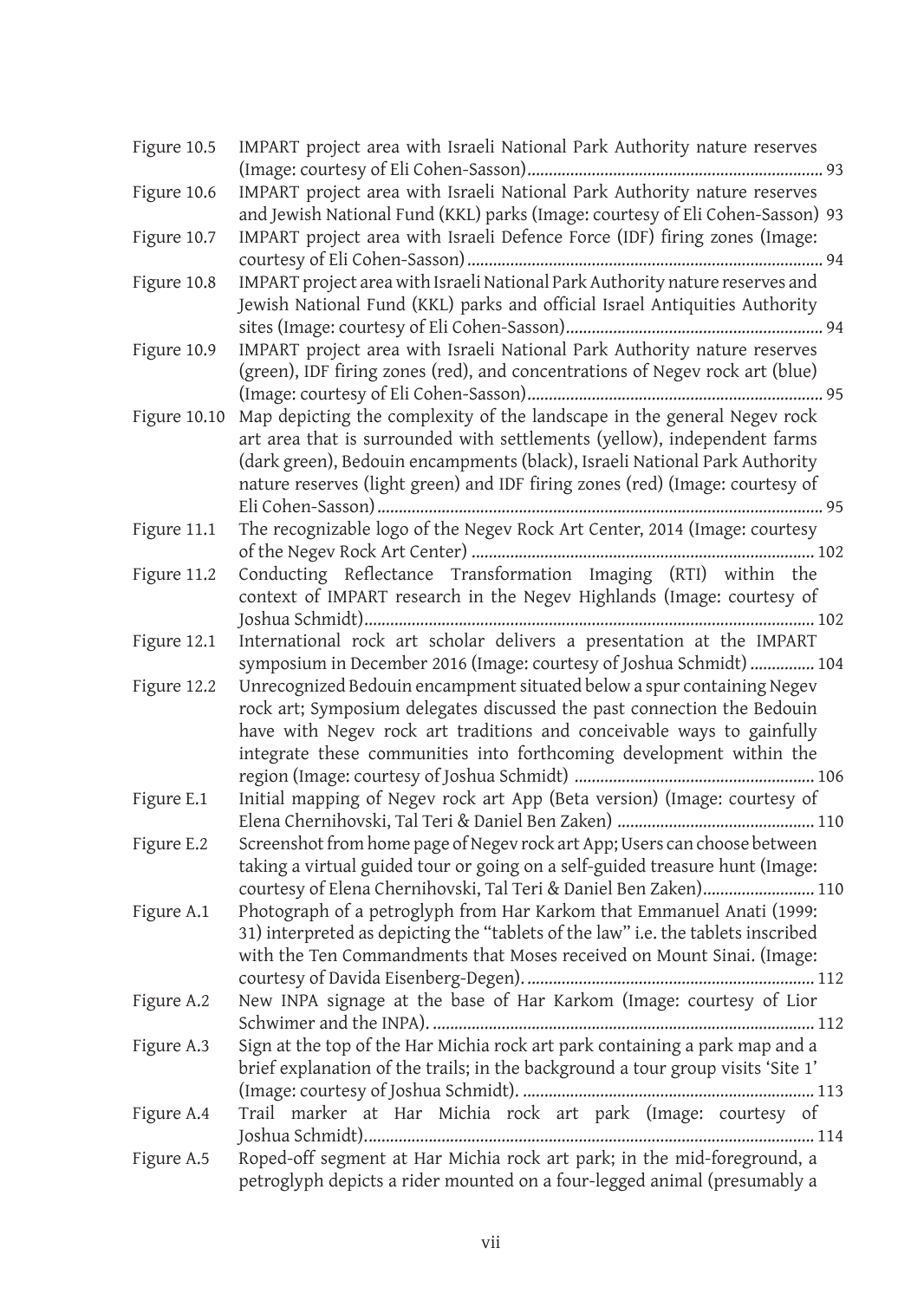Figure 10.5 IMPART project area with Israeli National Park Authority nature reserves (Image: courtesy of Eli Cohen-Sasson) ........ 93

Figure 10.6 IMPART project area with Israeli National Park Authority nature reserves and Jewish National Fund (KKL) parks (Image: courtesy of Eli Cohen-Sasson) 93

Figure 10.7 IMPART project area with Israeli Defence Force (IDF) firing zones (Image: courtesy of Eli Cohen-Sasson) ........ 94

Figure 10.8 IMPART project area with Israeli National Park Authority nature reserves and Jewish National Fund (KKL) parks and official Israel Antiquities Authority sites (Image: courtesy of Eli Cohen-Sasson) ........ 94

Figure 10.9 IMPART project area with Israeli National Park Authority nature reserves (green), IDF firing zones (red), and concentrations of Negev rock art (blue) (Image: courtesy of Eli Cohen-Sasson) ........ 95

Figure 10.10 Map depicting the complexity of the landscape in the general Negev rock art area that is surrounded with settlements (yellow), independent farms (dark green), Bedouin encampments (black), Israeli National Park Authority nature reserves (light green) and IDF firing zones (red) (Image: courtesy of Eli Cohen-Sasson) ........ 95

Figure 11.1 The recognizable logo of the Negev Rock Art Center, 2014 (Image: courtesy of the Negev Rock Art Center) ........ 102

Figure 11.2 Conducting Reflectance Transformation Imaging (RTI) within the context of IMPART research in the Negev Highlands (Image: courtesy of Joshua Schmidt) ........ 102

Figure 12.1 International rock art scholar delivers a presentation at the IMPART symposium in December 2016 (Image: courtesy of Joshua Schmidt) ........ 104

Figure 12.2 Unrecognized Bedouin encampment situated below a spur containing Negev rock art; Symposium delegates discussed the past connection the Bedouin have with Negev rock art traditions and conceivable ways to gainfully integrate these communities into forthcoming development within the region (Image: courtesy of Joshua Schmidt) ........ 106

Figure E.1 Initial mapping of Negev rock art App (Beta version) (Image: courtesy of Elena Chernihovski, Tal Teri & Daniel Ben Zaken) ........ 110

Figure E.2 Screenshot from home page of Negev rock art App; Users can choose between taking a virtual guided tour or going on a self-guided treasure hunt (Image: courtesy of Elena Chernihovski, Tal Teri & Daniel Ben Zaken) ........ 110

Figure A.1 Photograph of a petroglyph from Har Karkom that Emmanuel Anati (1999: 31) interpreted as depicting the "tablets of the law" i.e. the tablets inscribed with the Ten Commandments that Moses received on Mount Sinai. (Image: courtesy of Davida Eisenberg-Degen). ........ 112

Figure A.2 New INPA signage at the base of Har Karkom (Image: courtesy of Lior Schwimer and the INPA). ........ 112

Figure A.3 Sign at the top of the Har Michia rock art park containing a park map and a brief explanation of the trails; in the background a tour group visits 'Site 1' (Image: courtesy of Joshua Schmidt). ........ 113

Figure A.4 Trail marker at Har Michia rock art park (Image: courtesy of Joshua Schmidt). ........ 114

Figure A.5 Roped-off segment at Har Michia rock art park; in the mid-foreground, a petroglyph depicts a rider mounted on a four-legged animal (presumably a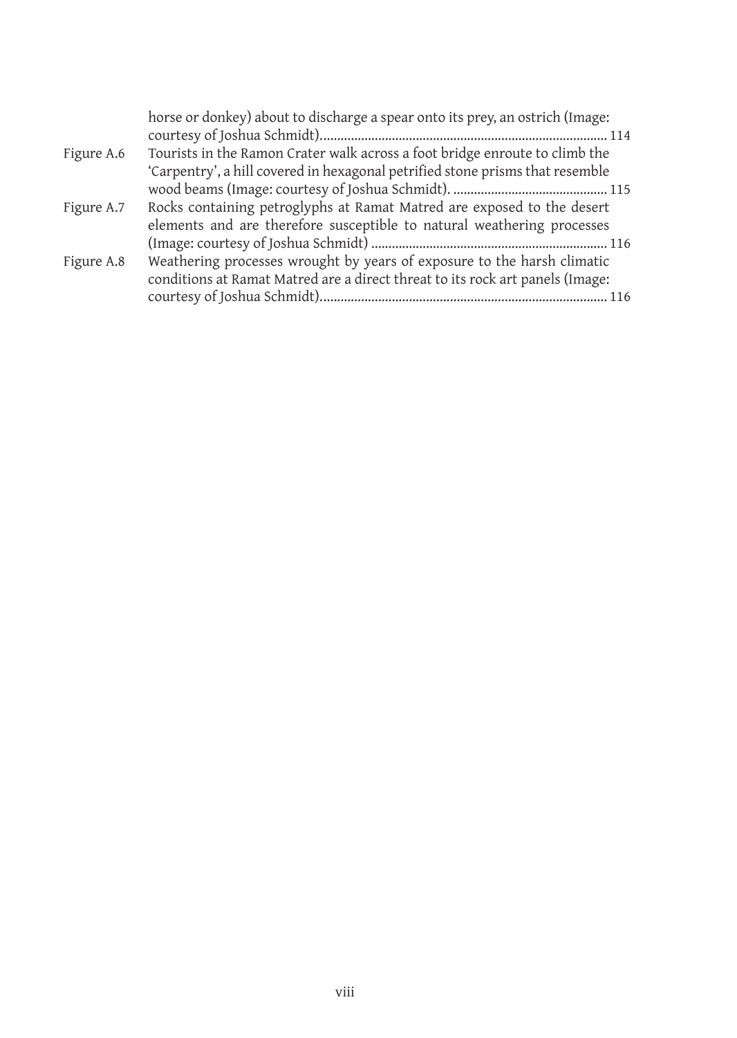horse or donkey) about to discharge a spear onto its prey, an ostrich (Image: courtesy of Joshua Schmidt)................................................................................... 114

Figure A.6 Tourists in the Ramon Crater walk across a foot bridge enroute to climb the 'Carpentry', a hill covered in hexagonal petrified stone prisms that resemble wood beams (Image: courtesy of Joshua Schmidt). ............................................. 115

Figure A.7 Rocks containing petroglyphs at Ramat Matred are exposed to the desert elements and are therefore susceptible to natural weathering processes (Image: courtesy of Joshua Schmidt) .................................................................... 116

Figure A.8 Weathering processes wrought by years of exposure to the harsh climatic conditions at Ramat Matred are a direct threat to its rock art panels (Image: courtesy of Joshua Schmidt)................................................................................... 116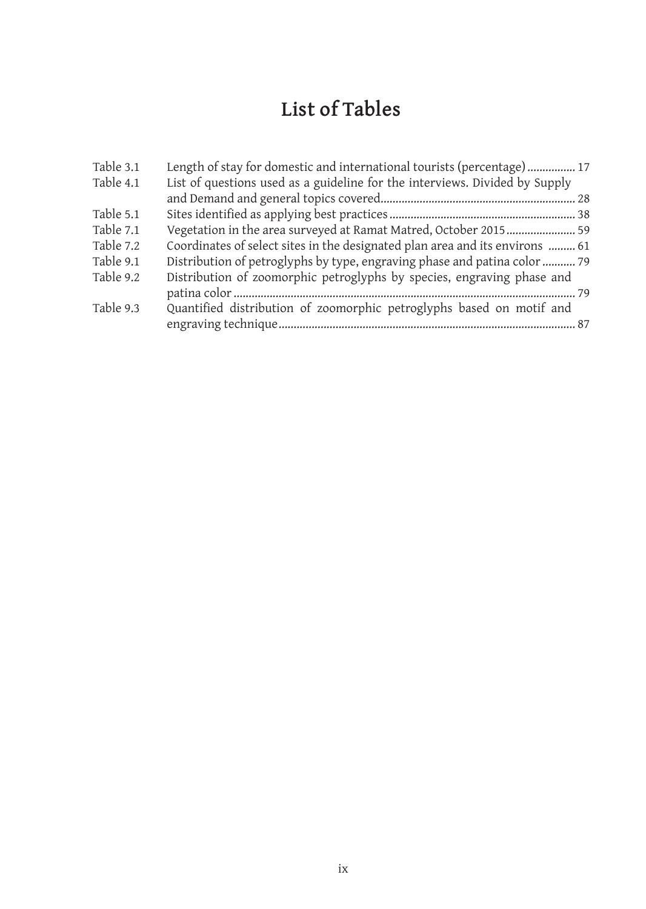# List of Tables

| | | |
|---|---|---|
| Table 3.1 | Length of stay for domestic and international tourists (percentage) | 17 |
| Table 4.1 | List of questions used as a guideline for the interviews. Divided by Supply and Demand and general topics covered | 28 |
| Table 5.1 | Sites identified as applying best practices | 38 |
| Table 7.1 | Vegetation in the area surveyed at Ramat Matred, October 2015 | 59 |
| Table 7.2 | Coordinates of select sites in the designated plan area and its environs | 61 |
| Table 9.1 | Distribution of petroglyphs by type, engraving phase and patina color | 79 |
| Table 9.2 | Distribution of zoomorphic petroglyphs by species, engraving phase and patina color | 79 |
| Table 9.3 | Quantified distribution of zoomorphic petroglyphs based on motif and engraving technique | 87 |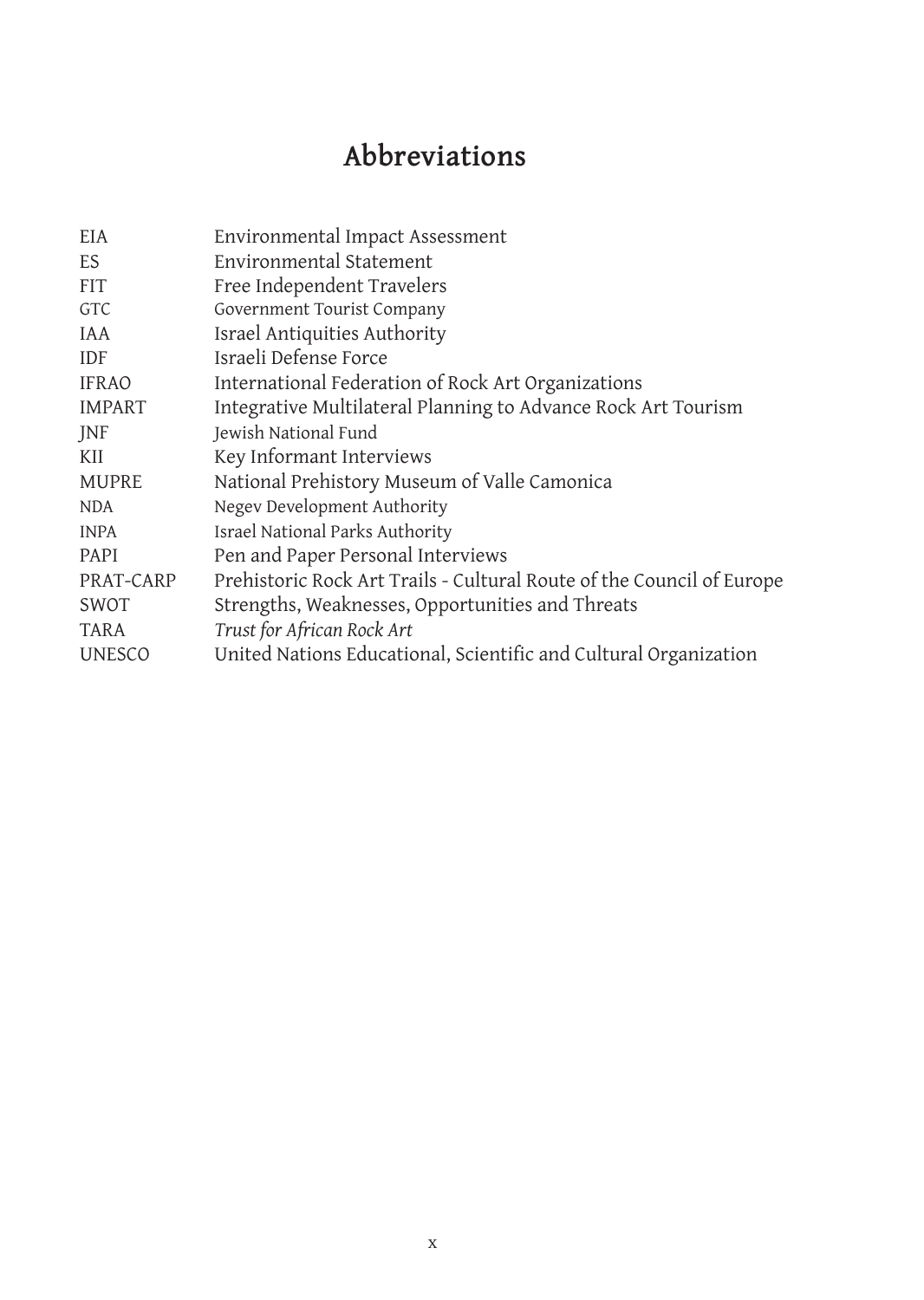# Abbreviations

| | |
|---|---|
| EIA | Environmental Impact Assessment |
| ES | Environmental Statement |
| FIT | Free Independent Travelers |
| GTC | Government Tourist Company |
| IAA | Israel Antiquities Authority |
| IDF | Israeli Defense Force |
| IFRAO | International Federation of Rock Art Organizations |
| IMPART | Integrative Multilateral Planning to Advance Rock Art Tourism |
| JNF | Jewish National Fund |
| KII | Key Informant Interviews |
| MUPRE | National Prehistory Museum of Valle Camonica |
| NDA | Negev Development Authority |
| INPA | Israel National Parks Authority |
| PAPI | Pen and Paper Personal Interviews |
| PRAT-CARP | Prehistoric Rock Art Trails - Cultural Route of the Council of Europe |
| SWOT | Strengths, Weaknesses, Opportunities and Threats |
| TARA | *Trust for African Rock Art* |
| UNESCO | United Nations Educational, Scientific and Cultural Organization |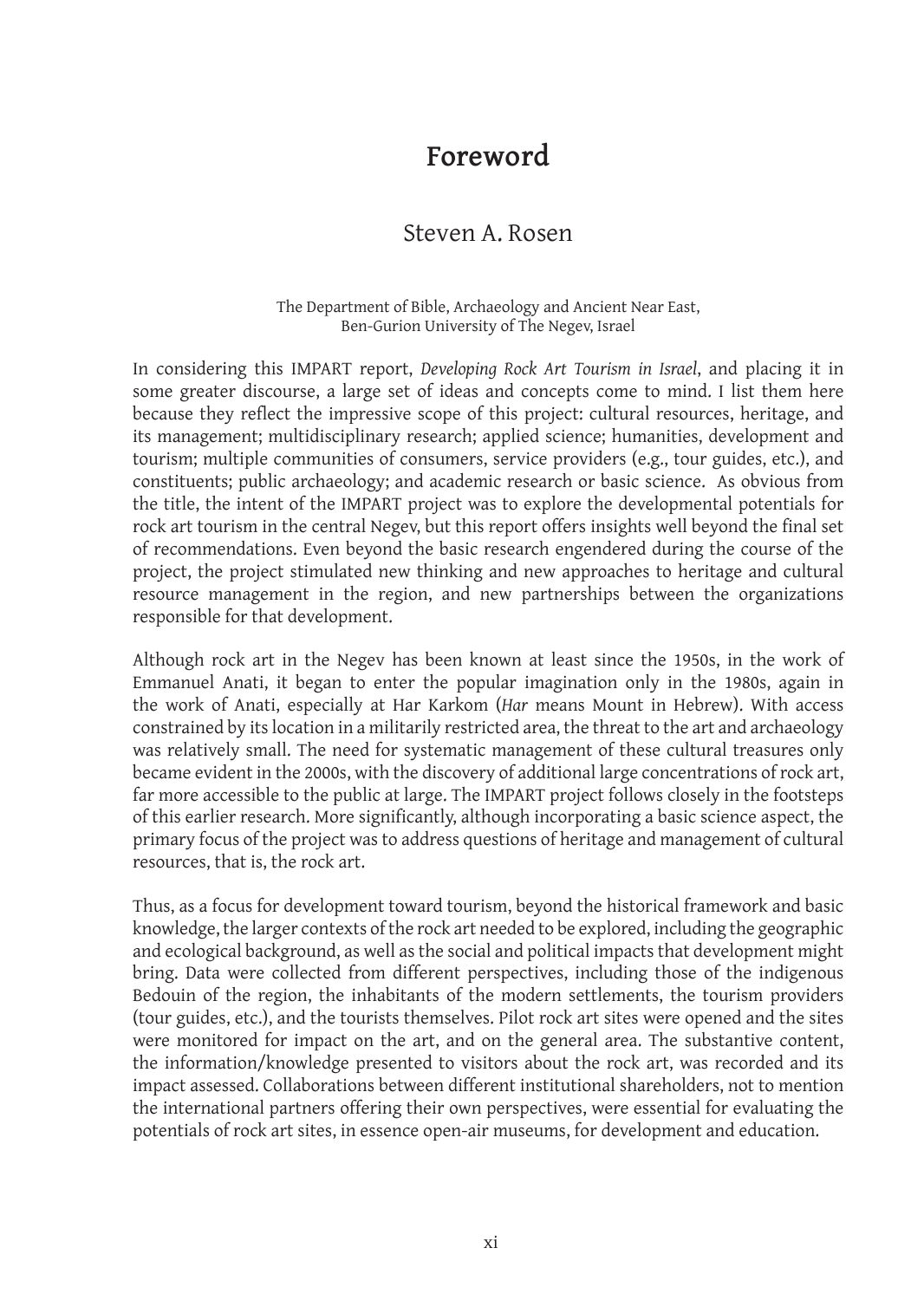# Foreword

## Steven A. Rosen

The Department of Bible, Archaeology and Ancient Near East,
Ben-Gurion University of The Negev, Israel

In considering this IMPART report, *Developing Rock Art Tourism in Israel*, and placing it in some greater discourse, a large set of ideas and concepts come to mind. I list them here because they reflect the impressive scope of this project: cultural resources, heritage, and its management; multidisciplinary research; applied science; humanities, development and tourism; multiple communities of consumers, service providers (e.g., tour guides, etc.), and constituents; public archaeology; and academic research or basic science. As obvious from the title, the intent of the IMPART project was to explore the developmental potentials for rock art tourism in the central Negev, but this report offers insights well beyond the final set of recommendations. Even beyond the basic research engendered during the course of the project, the project stimulated new thinking and new approaches to heritage and cultural resource management in the region, and new partnerships between the organizations responsible for that development.

Although rock art in the Negev has been known at least since the 1950s, in the work of Emmanuel Anati, it began to enter the popular imagination only in the 1980s, again in the work of Anati, especially at Har Karkom (*Har* means Mount in Hebrew). With access constrained by its location in a militarily restricted area, the threat to the art and archaeology was relatively small. The need for systematic management of these cultural treasures only became evident in the 2000s, with the discovery of additional large concentrations of rock art, far more accessible to the public at large. The IMPART project follows closely in the footsteps of this earlier research. More significantly, although incorporating a basic science aspect, the primary focus of the project was to address questions of heritage and management of cultural resources, that is, the rock art.

Thus, as a focus for development toward tourism, beyond the historical framework and basic knowledge, the larger contexts of the rock art needed to be explored, including the geographic and ecological background, as well as the social and political impacts that development might bring. Data were collected from different perspectives, including those of the indigenous Bedouin of the region, the inhabitants of the modern settlements, the tourism providers (tour guides, etc.), and the tourists themselves. Pilot rock art sites were opened and the sites were monitored for impact on the art, and on the general area. The substantive content, the information/knowledge presented to visitors about the rock art, was recorded and its impact assessed. Collaborations between different institutional shareholders, not to mention the international partners offering their own perspectives, were essential for evaluating the potentials of rock art sites, in essence open-air museums, for development and education.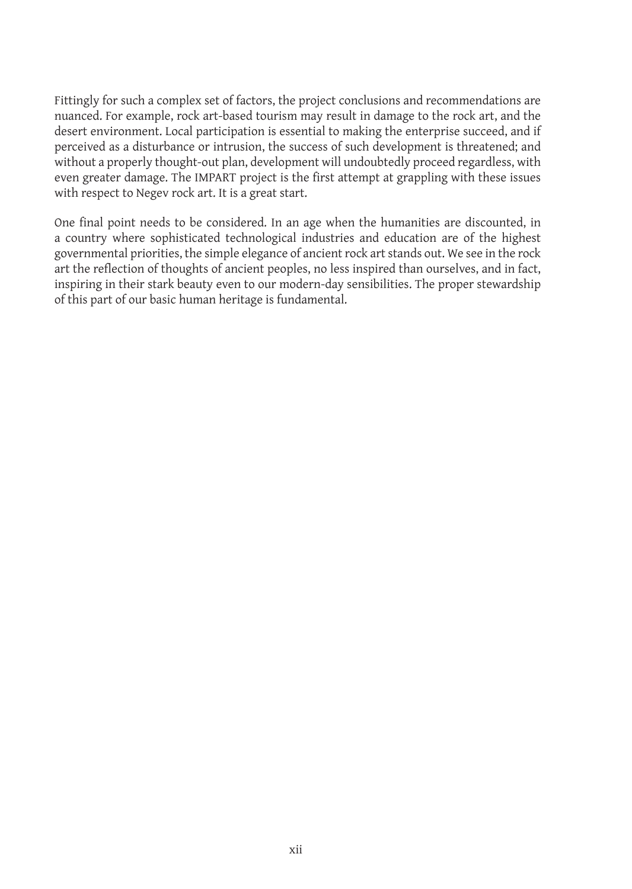Fittingly for such a complex set of factors, the project conclusions and recommendations are nuanced. For example, rock art-based tourism may result in damage to the rock art, and the desert environment. Local participation is essential to making the enterprise succeed, and if perceived as a disturbance or intrusion, the success of such development is threatened; and without a properly thought-out plan, development will undoubtedly proceed regardless, with even greater damage. The IMPART project is the first attempt at grappling with these issues with respect to Negev rock art. It is a great start.

One final point needs to be considered. In an age when the humanities are discounted, in a country where sophisticated technological industries and education are of the highest governmental priorities, the simple elegance of ancient rock art stands out. We see in the rock art the reflection of thoughts of ancient peoples, no less inspired than ourselves, and in fact, inspiring in their stark beauty even to our modern-day sensibilities. The proper stewardship of this part of our basic human heritage is fundamental.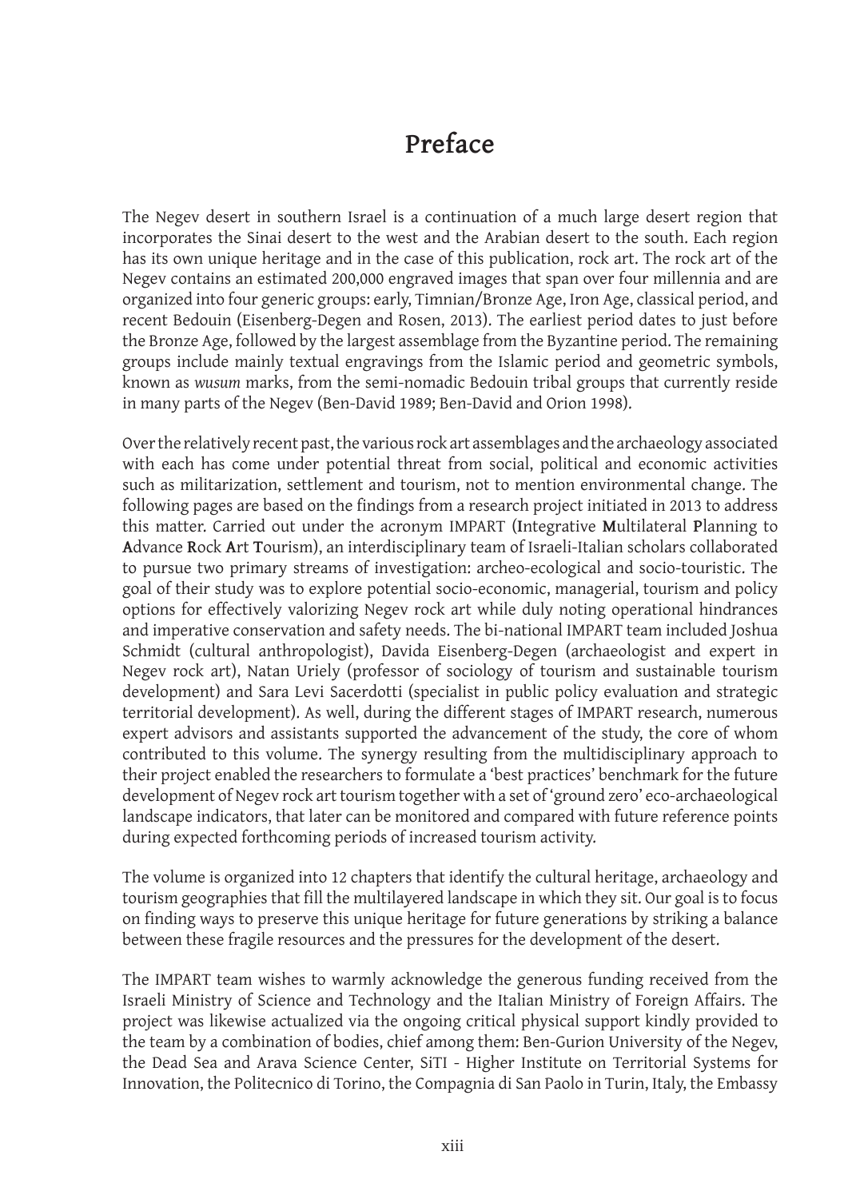# Preface

The Negev desert in southern Israel is a continuation of a much large desert region that incorporates the Sinai desert to the west and the Arabian desert to the south. Each region has its own unique heritage and in the case of this publication, rock art. The rock art of the Negev contains an estimated 200,000 engraved images that span over four millennia and are organized into four generic groups: early, Timnian/Bronze Age, Iron Age, classical period, and recent Bedouin (Eisenberg-Degen and Rosen, 2013). The earliest period dates to just before the Bronze Age, followed by the largest assemblage from the Byzantine period. The remaining groups include mainly textual engravings from the Islamic period and geometric symbols, known as *wusum* marks, from the semi-nomadic Bedouin tribal groups that currently reside in many parts of the Negev (Ben-David 1989; Ben-David and Orion 1998).

Over the relatively recent past, the various rock art assemblages and the archaeology associated with each has come under potential threat from social, political and economic activities such as militarization, settlement and tourism, not to mention environmental change. The following pages are based on the findings from a research project initiated in 2013 to address this matter. Carried out under the acronym IMPART (**I**ntegrative **M**ultilateral **P**lanning to **A**dvance **R**ock **A**rt **T**ourism), an interdisciplinary team of Israeli-Italian scholars collaborated to pursue two primary streams of investigation: archeo-ecological and socio-touristic. The goal of their study was to explore potential socio-economic, managerial, tourism and policy options for effectively valorizing Negev rock art while duly noting operational hindrances and imperative conservation and safety needs. The bi-national IMPART team included Joshua Schmidt (cultural anthropologist), Davida Eisenberg-Degen (archaeologist and expert in Negev rock art), Natan Uriely (professor of sociology of tourism and sustainable tourism development) and Sara Levi Sacerdotti (specialist in public policy evaluation and strategic territorial development). As well, during the different stages of IMPART research, numerous expert advisors and assistants supported the advancement of the study, the core of whom contributed to this volume. The synergy resulting from the multidisciplinary approach to their project enabled the researchers to formulate a 'best practices' benchmark for the future development of Negev rock art tourism together with a set of 'ground zero' eco-archaeological landscape indicators, that later can be monitored and compared with future reference points during expected forthcoming periods of increased tourism activity.

The volume is organized into 12 chapters that identify the cultural heritage, archaeology and tourism geographies that fill the multilayered landscape in which they sit. Our goal is to focus on finding ways to preserve this unique heritage for future generations by striking a balance between these fragile resources and the pressures for the development of the desert.

The IMPART team wishes to warmly acknowledge the generous funding received from the Israeli Ministry of Science and Technology and the Italian Ministry of Foreign Affairs. The project was likewise actualized via the ongoing critical physical support kindly provided to the team by a combination of bodies, chief among them: Ben-Gurion University of the Negev, the Dead Sea and Arava Science Center, SiTI - Higher Institute on Territorial Systems for Innovation, the Politecnico di Torino, the Compagnia di San Paolo in Turin, Italy, the Embassy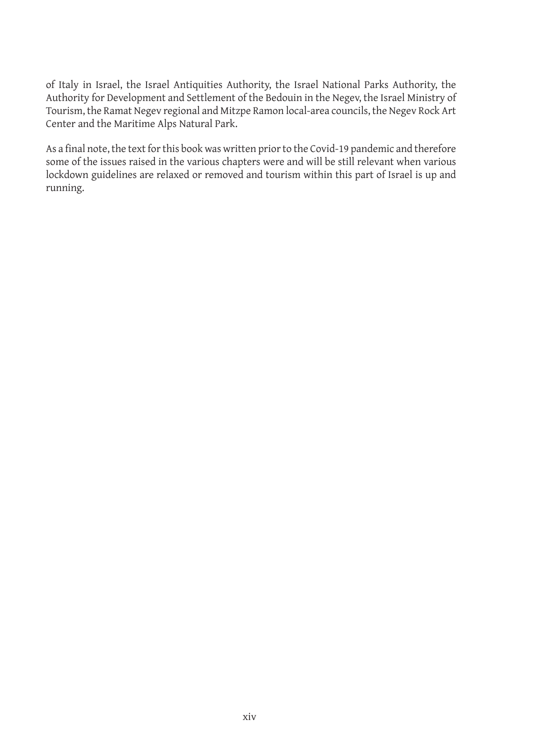of Italy in Israel, the Israel Antiquities Authority, the Israel National Parks Authority, the Authority for Development and Settlement of the Bedouin in the Negev, the Israel Ministry of Tourism, the Ramat Negev regional and Mitzpe Ramon local-area councils, the Negev Rock Art Center and the Maritime Alps Natural Park.

As a final note, the text for this book was written prior to the Covid-19 pandemic and therefore some of the issues raised in the various chapters were and will be still relevant when various lockdown guidelines are relaxed or removed and tourism within this part of Israel is up and running.